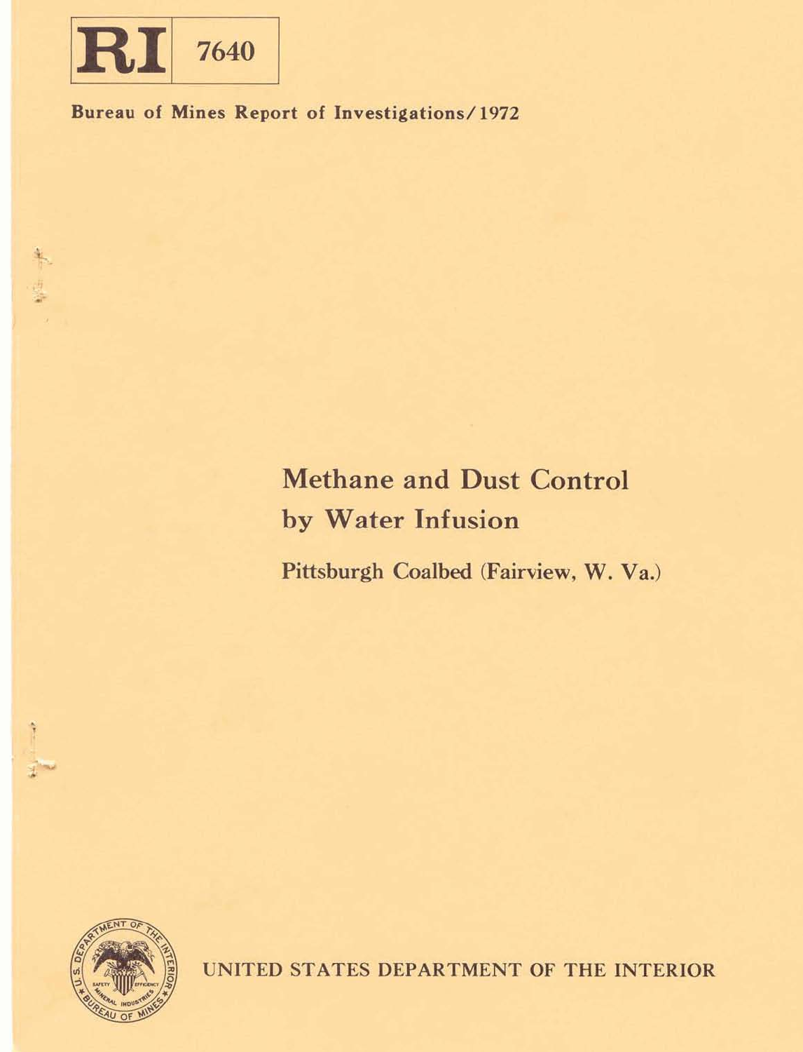**RI 7640**

**Bureau of Mines Report of Investigations/1972**

# Methane and Dust Control by Water Infusion

## Pittsburgh Coalbed (Fairview, W. Va.)

UNITED STATES DEPARTMENT OF THE INTERIOR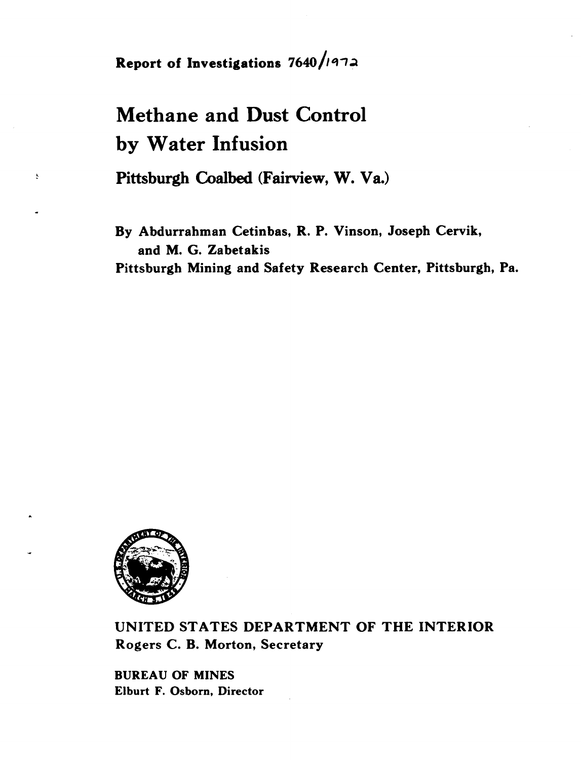Report of Investigations 7640/1972

# Methane and Dust Control by Water Infusion

## Pittsburgh Coalbed (Fairview, W. Va.)

By Abdurrahman Cetinbas, R. P. Vinson, Joseph Cervik, and M. G. Zabetakis

Pittsburgh Mining and Safety Research Center, Pittsburgh, Pa.

UNITED STATES DEPARTMENT OF THE INTERIOR

Rogers C. B. Morton, Secretary

BUREAU OF MINES

Elburt F. Osborn, Director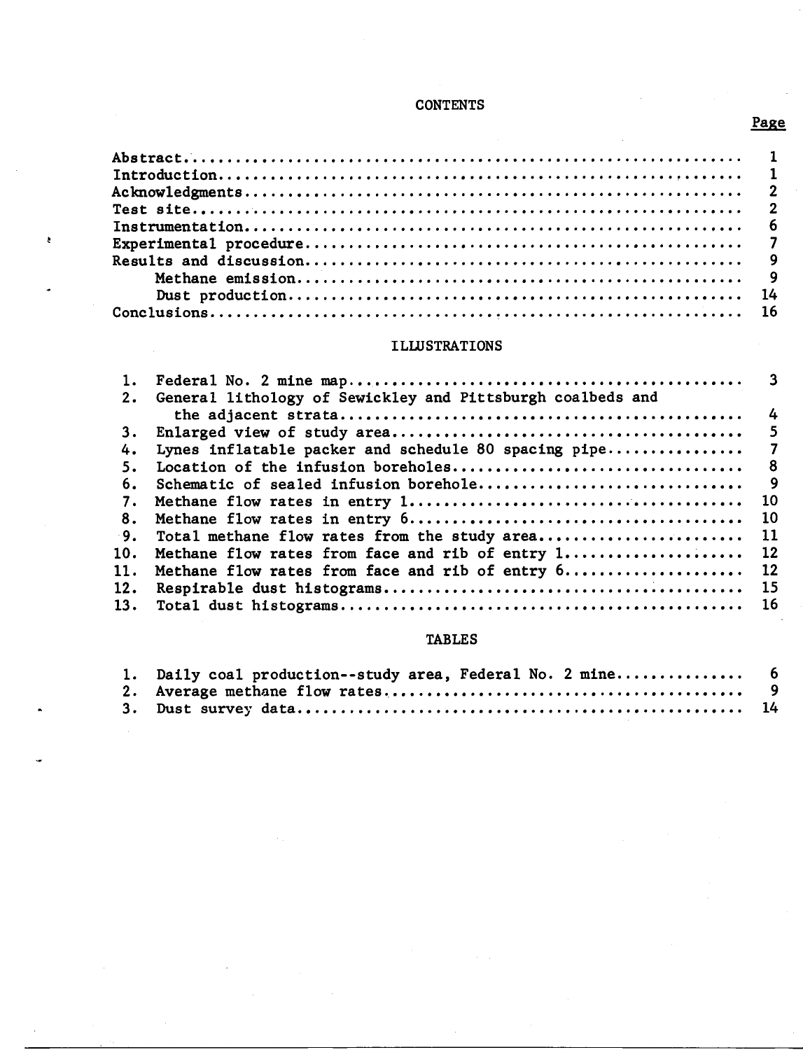# CONTENTS

| | Page |
|---|---|
| Abstract | 1 |
| Introduction | 1 |
| Acknowledgments | 2 |
| Test site | 2 |
| Instrumentation | 6 |
| Experimental procedure | 7 |
| Results and discussion | 9 |
| Methane emission | 9 |
| Dust production | 14 |
| Conclusions | 16 |

## ILLUSTRATIONS

| | | |
|---|---|---|
| 1. | Federal No. 2 mine map | 3 |
| 2. | General lithology of Sewickley and Pittsburgh coalbeds and the adjacent strata | 4 |
| 3. | Enlarged view of study area | 5 |
| 4. | Lynes inflatable packer and schedule 80 spacing pipe | 7 |
| 5. | Location of the infusion boreholes | 8 |
| 6. | Schematic of sealed infusion borehole | 9 |
| 7. | Methane flow rates in entry 1 | 10 |
| 8. | Methane flow rates in entry 6 | 10 |
| 9. | Total methane flow rates from the study area | 11 |
| 10. | Methane flow rates from face and rib of entry 1 | 12 |
| 11. | Methane flow rates from face and rib of entry 6 | 12 |
| 12. | Respirable dust histograms | 15 |
| 13. | Total dust histograms | 16 |

## TABLES

| | | |
|---|---|---|
| 1. | Daily coal production--study area, Federal No. 2 mine | 6 |
| 2. | Average methane flow rates | 9 |
| 3. | Dust survey data | 14 |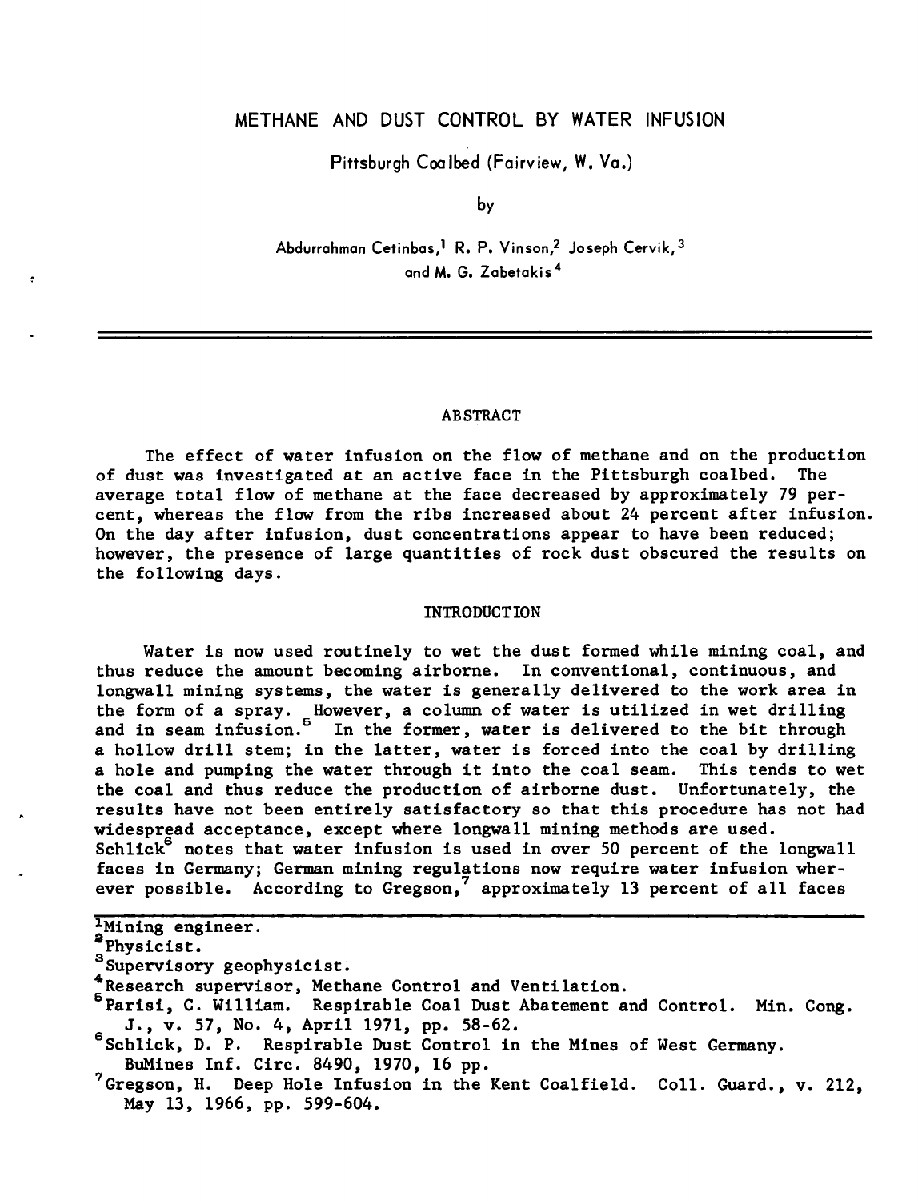# METHANE AND DUST CONTROL BY WATER INFUSION

Pittsburgh Coalbed (Fairview, W. Va.)

by

Abdurrahman Cetinbas,[1] R. P. Vinson,[2] Joseph Cervik,[3] and M. G. Zabetakis[4]

---

## ABSTRACT

The effect of water infusion on the flow of methane and on the production of dust was investigated at an active face in the Pittsburgh coalbed. The average total flow of methane at the face decreased by approximately 79 percent, whereas the flow from the ribs increased about 24 percent after infusion. On the day after infusion, dust concentrations appear to have been reduced; however, the presence of large quantities of rock dust obscured the results on the following days.

## INTRODUCTION

Water is now used routinely to wet the dust formed while mining coal, and thus reduce the amount becoming airborne. In conventional, continuous, and longwall mining systems, the water is generally delivered to the work area in the form of a spray. However, a column of water is utilized in wet drilling and in seam infusion.[5] In the former, water is delivered to the bit through a hollow drill stem; in the latter, water is forced into the coal by drilling a hole and pumping the water through it into the coal seam. This tends to wet the coal and thus reduce the production of airborne dust. Unfortunately, the results have not been entirely satisfactory so that this procedure has not had widespread acceptance, except where longwall mining methods are used. Schlick[6] notes that water infusion is used in over 50 percent of the longwall faces in Germany; German mining regulations now require water infusion wherever possible. According to Gregson,[7] approximately 13 percent of all faces

---

[1] Mining engineer.

[2] Physicist.

[3] Supervisory geophysicist.

[4] Research supervisor, Methane Control and Ventilation.

[5] Parisi, C. William. Respirable Coal Dust Abatement and Control. Min. Cong. J., v. 57, No. 4, April 1971, pp. 58-62.

[6] Schlick, D. P. Respirable Dust Control in the Mines of West Germany. BuMines Inf. Circ. 8490, 1970, 16 pp.

[7] Gregson, H. Deep Hole Infusion in the Kent Coalfield. Coll. Guard., v. 212, May 13, 1966, pp. 599-604.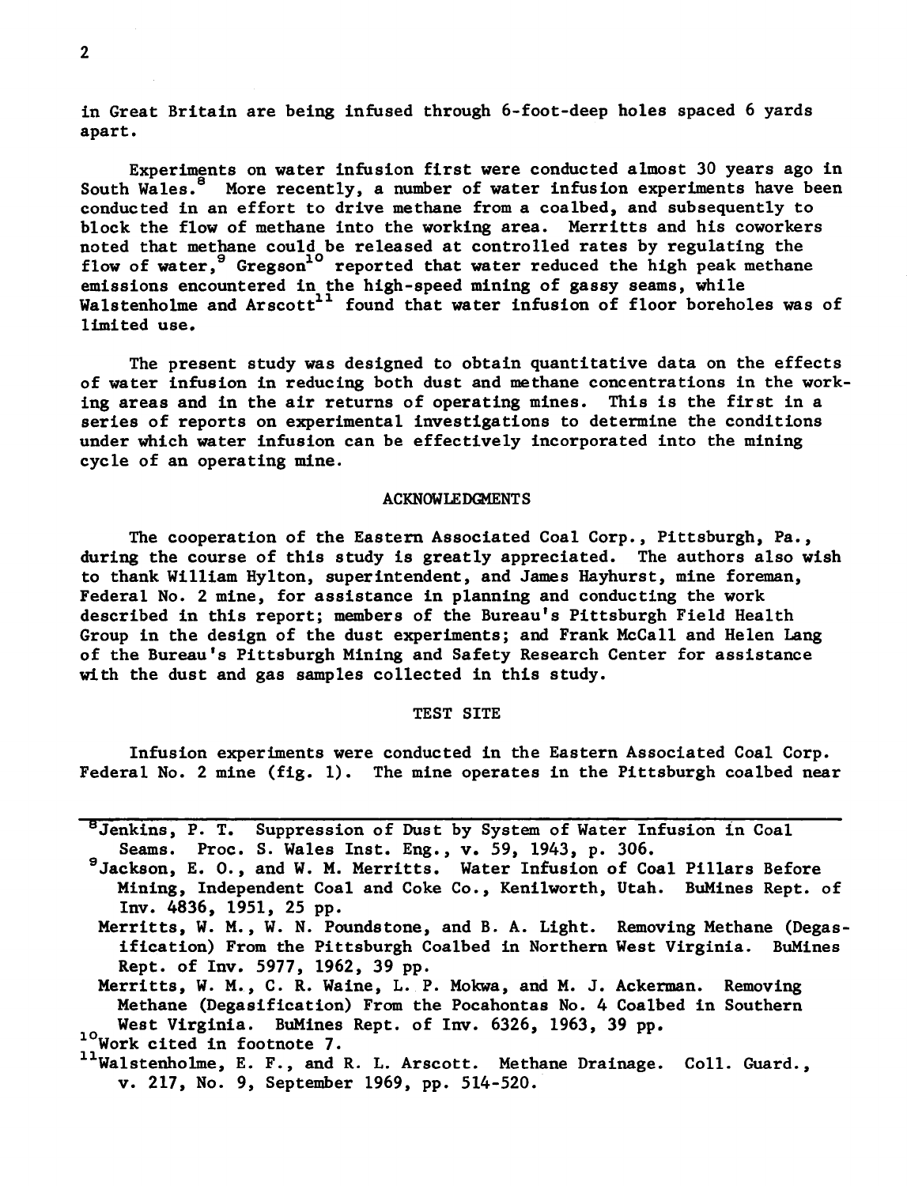in Great Britain are being infused through 6-foot-deep holes spaced 6 yards apart.

Experiments on water infusion first were conducted almost 30 years ago in South Wales.[8] More recently, a number of water infusion experiments have been conducted in an effort to drive methane from a coalbed, and subsequently to block the flow of methane into the working area. Merritts and his coworkers noted that methane could be released at controlled rates by regulating the flow of water,[9] Gregson[10] reported that water reduced the high peak methane emissions encountered in the high-speed mining of gassy seams, while Walstenholme and Arscott[11] found that water infusion of floor boreholes was of limited use.

The present study was designed to obtain quantitative data on the effects of water infusion in reducing both dust and methane concentrations in the working areas and in the air returns of operating mines. This is the first in a series of reports on experimental investigations to determine the conditions under which water infusion can be effectively incorporated into the mining cycle of an operating mine.

## ACKNOWLEDGMENTS

The cooperation of the Eastern Associated Coal Corp., Pittsburgh, Pa., during the course of this study is greatly appreciated. The authors also wish to thank William Hylton, superintendent, and James Hayhurst, mine foreman, Federal No. 2 mine, for assistance in planning and conducting the work described in this report; members of the Bureau's Pittsburgh Field Health Group in the design of the dust experiments; and Frank McCall and Helen Lang of the Bureau's Pittsburgh Mining and Safety Research Center for assistance with the dust and gas samples collected in this study.

## TEST SITE

Infusion experiments were conducted in the Eastern Associated Coal Corp. Federal No. 2 mine (fig. 1). The mine operates in the Pittsburgh coalbed near

---

[8] Jenkins, P. T. Suppression of Dust by System of Water Infusion in Coal Seams. Proc. S. Wales Inst. Eng., v. 59, 1943, p. 306.

[9] Jackson, E. O., and W. M. Merritts. Water Infusion of Coal Pillars Before Mining, Independent Coal and Coke Co., Kenilworth, Utah. BuMines Rept. of Inv. 4836, 1951, 25 pp.

Merritts, W. M., W. N. Poundstone, and B. A. Light. Removing Methane (Degasification) From the Pittsburgh Coalbed in Northern West Virginia. BuMines Rept. of Inv. 5977, 1962, 39 pp.

Merritts, W. M., C. R. Waine, L. P. Mokwa, and M. J. Ackerman. Removing Methane (Degasification) From the Pocahontas No. 4 Coalbed in Southern West Virginia. BuMines Rept. of Inv. 6326, 1963, 39 pp.

[10] Work cited in footnote 7.

[11] Walstenholme, E. F., and R. L. Arscott. Methane Drainage. Coll. Guard., v. 217, No. 9, September 1969, pp. 514-520.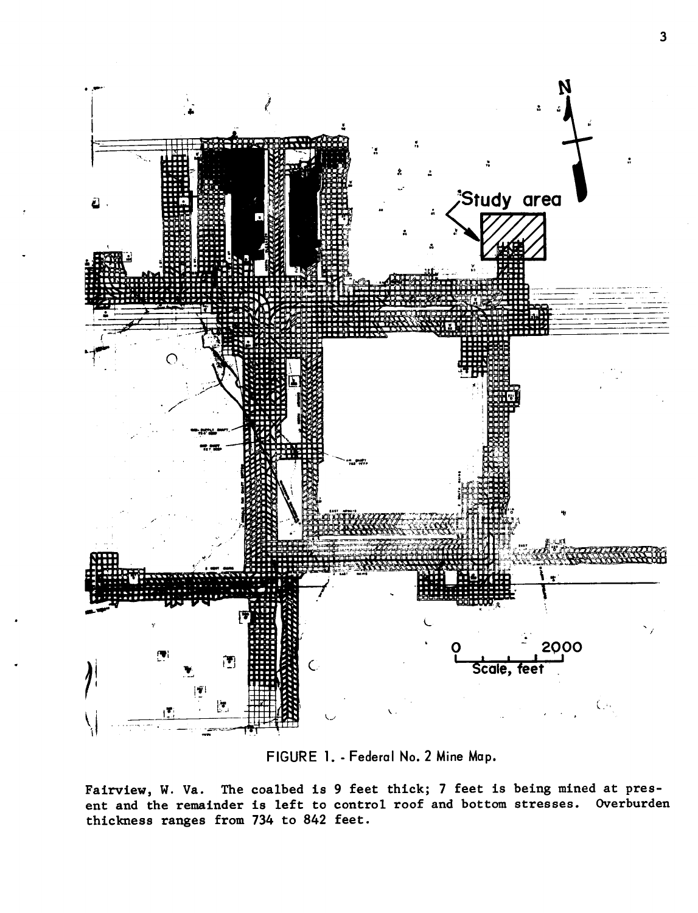FIGURE 1. - Federal No. 2 Mine Map.

Fairview, W. Va. The coalbed is 9 feet thick; 7 feet is being mined at present and the remainder is left to control roof and bottom stresses. Overburden thickness ranges from 734 to 842 feet.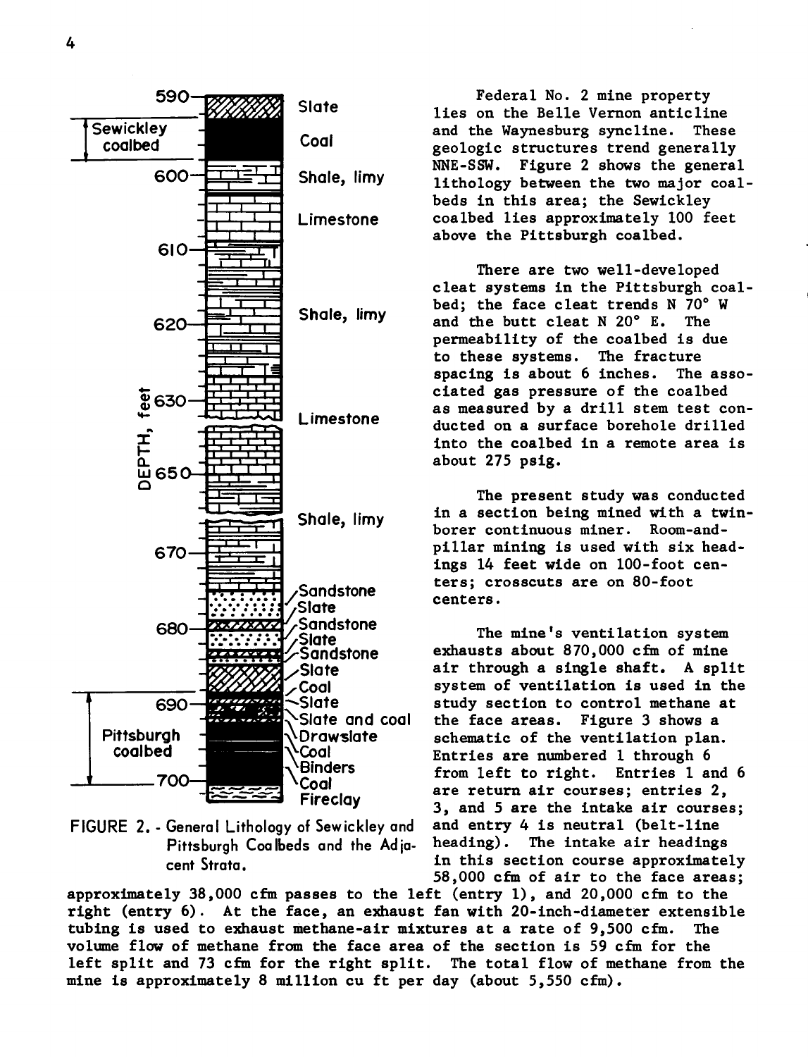FIGURE 2. - General Lithology of Sewickley and Pittsburgh Coalbeds and the Adjacent Strata.

Federal No. 2 mine property lies on the Belle Vernon anticline and the Waynesburg syncline. These geologic structures trend generally NNE-SSW. Figure 2 shows the general lithology between the two major coalbeds in this area; the Sewickley coalbed lies approximately 100 feet above the Pittsburgh coalbed.

There are two well-developed cleat systems in the Pittsburgh coalbed; the face cleat trends N 70° W and the butt cleat N 20° E. The permeability of the coalbed is due to these systems. The fracture spacing is about 6 inches. The associated gas pressure of the coalbed as measured by a drill stem test conducted on a surface borehole drilled into the coalbed in a remote area is about 275 psig.

The present study was conducted in a section being mined with a twin-borer continuous miner. Room-and-pillar mining is used with six headings 14 feet wide on 100-foot centers; crosscuts are on 80-foot centers.

The mine's ventilation system exhausts about 870,000 cfm of mine air through a single shaft. A split system of ventilation is used in the study section to control methane at the face areas. Figure 3 shows a schematic of the ventilation plan. Entries are numbered 1 through 6 from left to right. Entries 1 and 6 are return air courses; entries 2, 3, and 5 are the intake air courses; and entry 4 is neutral (belt-line heading). The intake air headings in this section course approximately 58,000 cfm of air to the face areas; approximately 38,000 cfm passes to the left (entry 1), and 20,000 cfm to the right (entry 6). At the face, an exhaust fan with 20-inch-diameter extensible tubing is used to exhaust methane-air mixtures at a rate of 9,500 cfm. The volume flow of methane from the face area of the section is 59 cfm for the left split and 73 cfm for the right split. The total flow of methane from the mine is approximately 8 million cu ft per day (about 5,550 cfm).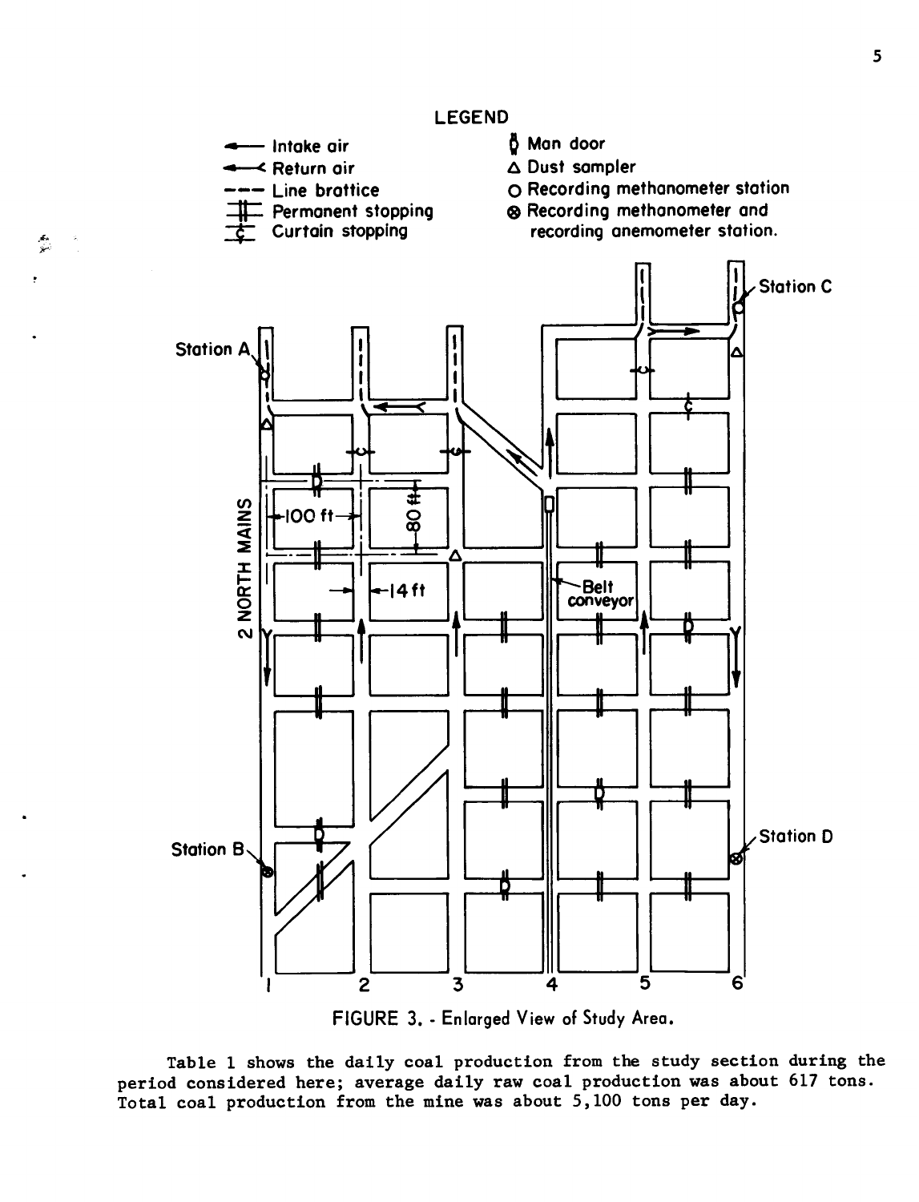FIGURE 3. - Enlarged View of Study Area.

Table 1 shows the daily coal production from the study section during the period considered here; average daily raw coal production was about 617 tons. Total coal production from the mine was about 5,100 tons per day.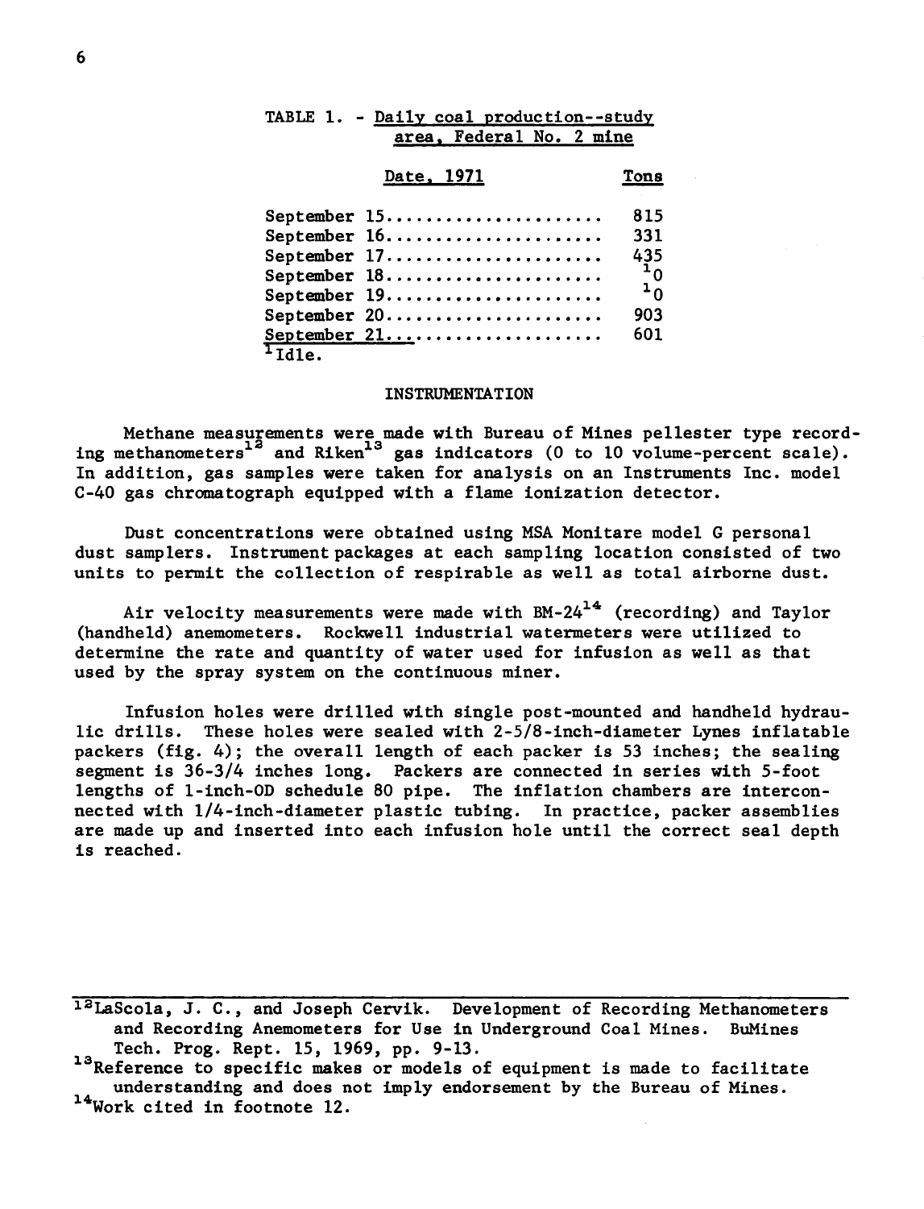TABLE 1. - Daily coal production--study area, Federal No. 2 mine

| Date, 1971 | Tons |
|---|---|
| September 15 | 815 |
| September 16 | 331 |
| September 17 | 435 |
| September 18 | [1]0 |
| September 19 | [1]0 |
| September 20 | 903 |
| September 21 | 601 |

[1]Idle.

## INSTRUMENTATION

Methane measurements were made with Bureau of Mines pellester type recording methanometers[12] and Riken[13] gas indicators (0 to 10 volume-percent scale). In addition, gas samples were taken for analysis on an Instruments Inc. model C-40 gas chromatograph equipped with a flame ionization detector.

Dust concentrations were obtained using MSA Monitare model G personal dust samplers. Instrument packages at each sampling location consisted of two units to permit the collection of respirable as well as total airborne dust.

Air velocity measurements were made with BM-24[14] (recording) and Taylor (handheld) anemometers. Rockwell industrial watermeters were utilized to determine the rate and quantity of water used for infusion as well as that used by the spray system on the continuous miner.

Infusion holes were drilled with single post-mounted and handheld hydraulic drills. These holes were sealed with 2-5/8-inch-diameter Lynes inflatable packers (fig. 4); the overall length of each packer is 53 inches; the sealing segment is 36-3/4 inches long. Packers are connected in series with 5-foot lengths of 1-inch-OD schedule 80 pipe. The inflation chambers are interconnected with 1/4-inch-diameter plastic tubing. In practice, packer assemblies are made up and inserted into each infusion hole until the correct seal depth is reached.

---

[12]LaScola, J. C., and Joseph Cervik. Development of Recording Methanometers and Recording Anemometers for Use in Underground Coal Mines. BuMines Tech. Prog. Rept. 15, 1969, pp. 9-13.

[13]Reference to specific makes or models of equipment is made to facilitate understanding and does not imply endorsement by the Bureau of Mines.

[14]Work cited in footnote 12.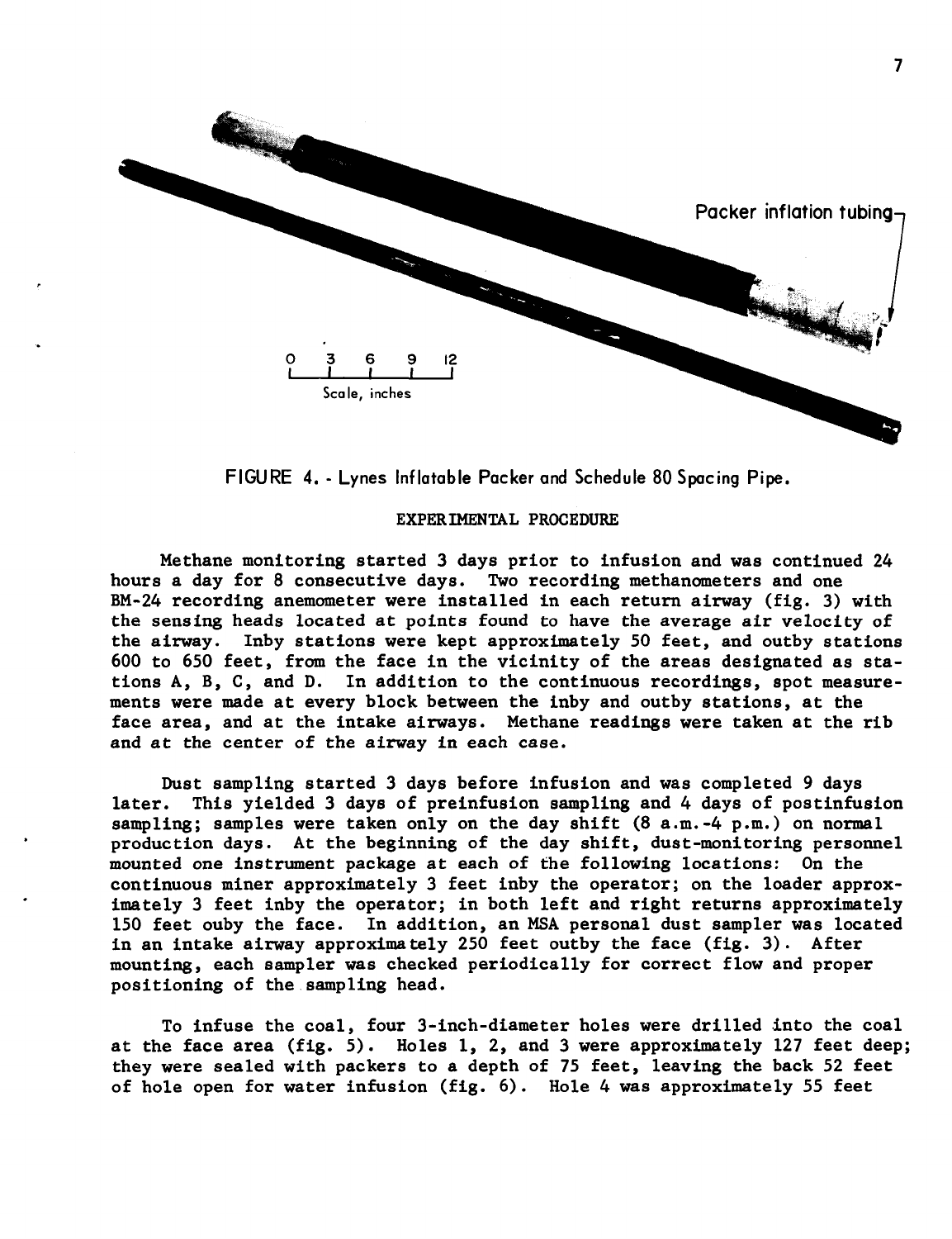FIGURE 4. - Lynes Inflatable Packer and Schedule 80 Spacing Pipe.

## EXPERIMENTAL PROCEDURE

Methane monitoring started 3 days prior to infusion and was continued 24 hours a day for 8 consecutive days. Two recording methanometers and one BM-24 recording anemometer were installed in each return airway (fig. 3) with the sensing heads located at points found to have the average air velocity of the airway. Inby stations were kept approximately 50 feet, and outby stations 600 to 650 feet, from the face in the vicinity of the areas designated as stations A, B, C, and D. In addition to the continuous recordings, spot measurements were made at every block between the inby and outby stations, at the face area, and at the intake airways. Methane readings were taken at the rib and at the center of the airway in each case.

Dust sampling started 3 days before infusion and was completed 9 days later. This yielded 3 days of preinfusion sampling and 4 days of postinfusion sampling; samples were taken only on the day shift (8 a.m.-4 p.m.) on normal production days. At the beginning of the day shift, dust-monitoring personnel mounted one instrument package at each of the following locations: On the continuous miner approximately 3 feet inby the operator; on the loader approximately 3 feet inby the operator; in both left and right returns approximately 150 feet ouby the face. In addition, an MSA personal dust sampler was located in an intake airway approximately 250 feet outby the face (fig. 3). After mounting, each sampler was checked periodically for correct flow and proper positioning of the sampling head.

To infuse the coal, four 3-inch-diameter holes were drilled into the coal at the face area (fig. 5). Holes 1, 2, and 3 were approximately 127 feet deep; they were sealed with packers to a depth of 75 feet, leaving the back 52 feet of hole open for water infusion (fig. 6). Hole 4 was approximately 55 feet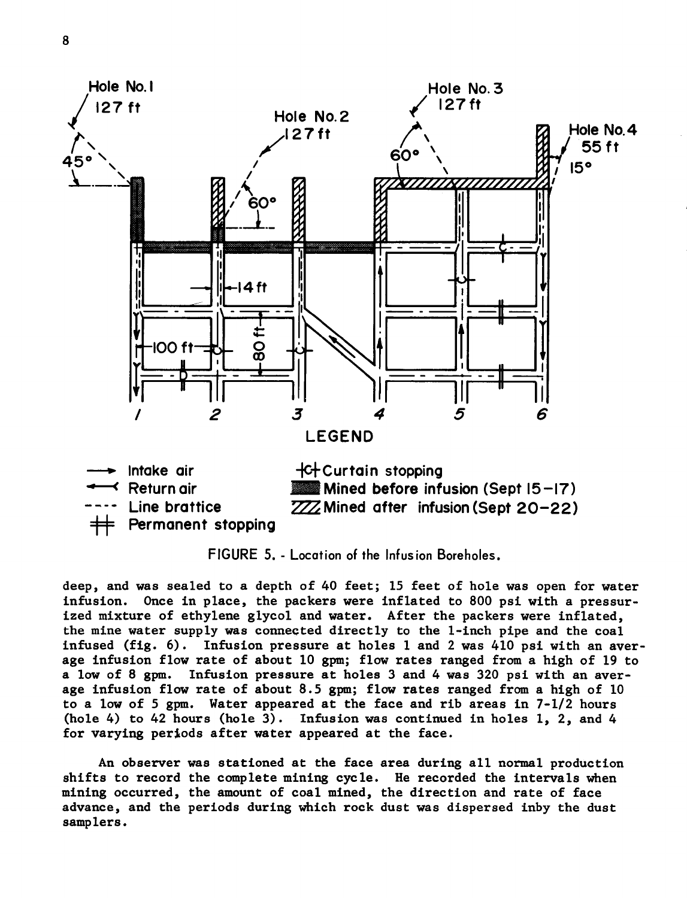FIGURE 5. - Location of the Infusion Boreholes.

deep, and was sealed to a depth of 40 feet; 15 feet of hole was open for water infusion. Once in place, the packers were inflated to 800 psi with a pressurized mixture of ethylene glycol and water. After the packers were inflated, the mine water supply was connected directly to the 1-inch pipe and the coal infused (fig. 6). Infusion pressure at holes 1 and 2 was 410 psi with an average infusion flow rate of about 10 gpm; flow rates ranged from a high of 19 to a low of 8 gpm. Infusion pressure at holes 3 and 4 was 320 psi with an average infusion flow rate of about 8.5 gpm; flow rates ranged from a high of 10 to a low of 5 gpm. Water appeared at the face and rib areas in 7-1/2 hours (hole 4) to 42 hours (hole 3). Infusion was continued in holes 1, 2, and 4 for varying periods after water appeared at the face.

An observer was stationed at the face area during all normal production shifts to record the complete mining cycle. He recorded the intervals when mining occurred, the amount of coal mined, the direction and rate of face advance, and the periods during which rock dust was dispersed inby the dust samplers.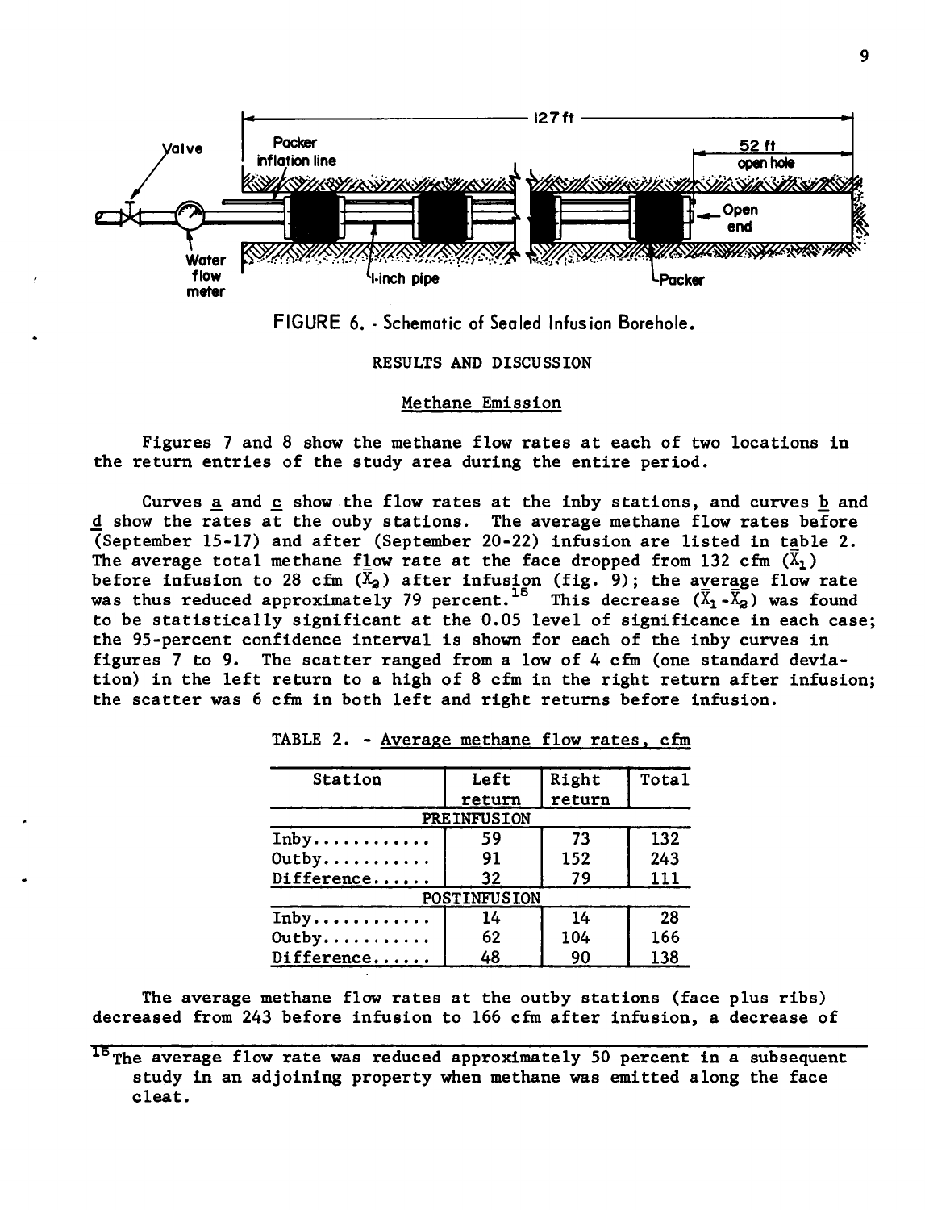FIGURE 6. - Schematic of Sealed Infusion Borehole.

## RESULTS AND DISCUSSION

### Methane Emission

Figures 7 and 8 show the methane flow rates at each of two locations in the return entries of the study area during the entire period.

Curves _a_ and _c_ show the flow rates at the inby stations, and curves _b_ and _d_ show the rates at the ouby stations. The average methane flow rates before (September 15-17) and after (September 20-22) infusion are listed in table 2. The average total methane flow rate at the face dropped from 132 cfm ($\bar{X}_1$) before infusion to 28 cfm ($\bar{X}_2$) after infusion (fig. 9); the average flow rate was thus reduced approximately 79 percent.[15] This decrease ($\bar{X}_1$-$\bar{X}_2$) was found to be statistically significant at the 0.05 level of significance in each case; the 95-percent confidence interval is shown for each of the inby curves in figures 7 to 9. The scatter ranged from a low of 4 cfm (one standard deviation) in the left return to a high of 8 cfm in the right return after infusion; the scatter was 6 cfm in both left and right returns before infusion.

TABLE 2. - Average methane flow rates, cfm

| Station | Left return | Right return | Total |
|---|---|---|---|
| PREINFUSION | | | |
| Inby............ | 59 | 73 | 132 |
| Outby........... | 91 | 152 | 243 |
| Difference...... | 32 | 79 | 111 |
| POSTINFUSION | | | |
| Inby............ | 14 | 14 | 28 |
| Outby........... | 62 | 104 | 166 |
| Difference...... | 48 | 90 | 138 |

The average methane flow rates at the outby stations (face plus ribs) decreased from 243 before infusion to 166 cfm after infusion, a decrease of

[15] The average flow rate was reduced approximately 50 percent in a subsequent study in an adjoining property when methane was emitted along the face cleat.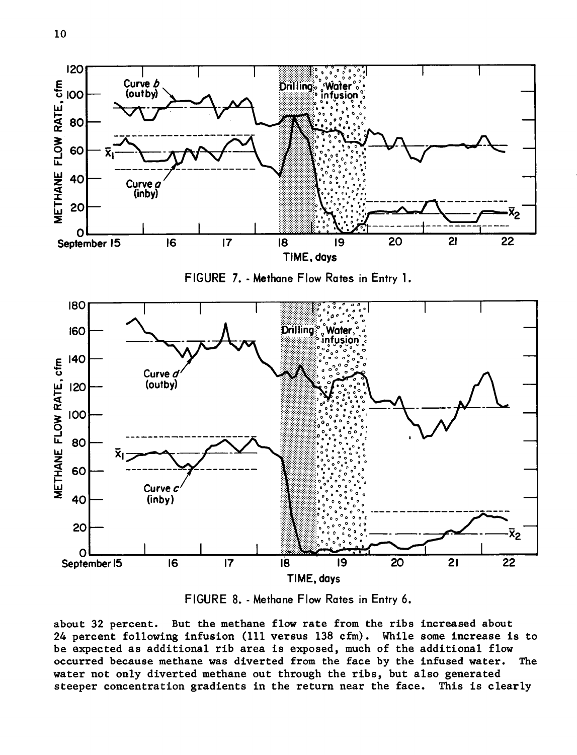FIGURE 7. - Methane Flow Rates in Entry 1.

FIGURE 8. - Methane Flow Rates in Entry 6.

about 32 percent. But the methane flow rate from the ribs increased about 24 percent following infusion (111 versus 138 cfm). While some increase is to be expected as additional rib area is exposed, much of the additional flow occurred because methane was diverted from the face by the infused water. The water not only diverted methane out through the ribs, but also generated steeper concentration gradients in the return near the face. This is clearly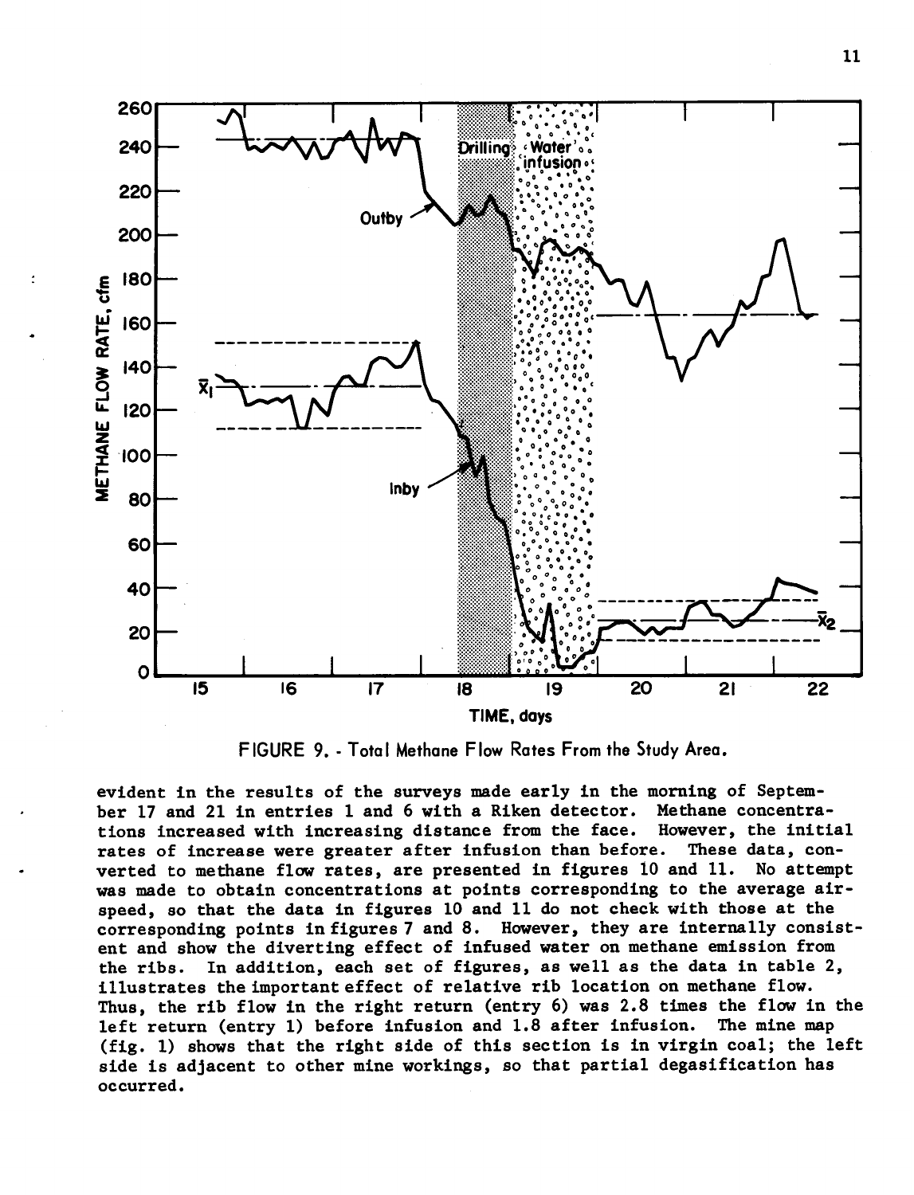FIGURE 9. - Total Methane Flow Rates From the Study Area.

evident in the results of the surveys made early in the morning of September 17 and 21 in entries 1 and 6 with a Riken detector. Methane concentrations increased with increasing distance from the face. However, the initial rates of increase were greater after infusion than before. These data, converted to methane flow rates, are presented in figures 10 and 11. No attempt was made to obtain concentrations at points corresponding to the average airspeed, so that the data in figures 10 and 11 do not check with those at the corresponding points in figures 7 and 8. However, they are internally consistent and show the diverting effect of infused water on methane emission from the ribs. In addition, each set of figures, as well as the data in table 2, illustrates the important effect of relative rib location on methane flow. Thus, the rib flow in the right return (entry 6) was 2.8 times the flow in the left return (entry 1) before infusion and 1.8 after infusion. The mine map (fig. 1) shows that the right side of this section is in virgin coal; the left side is adjacent to other mine workings, so that partial degasification has occurred.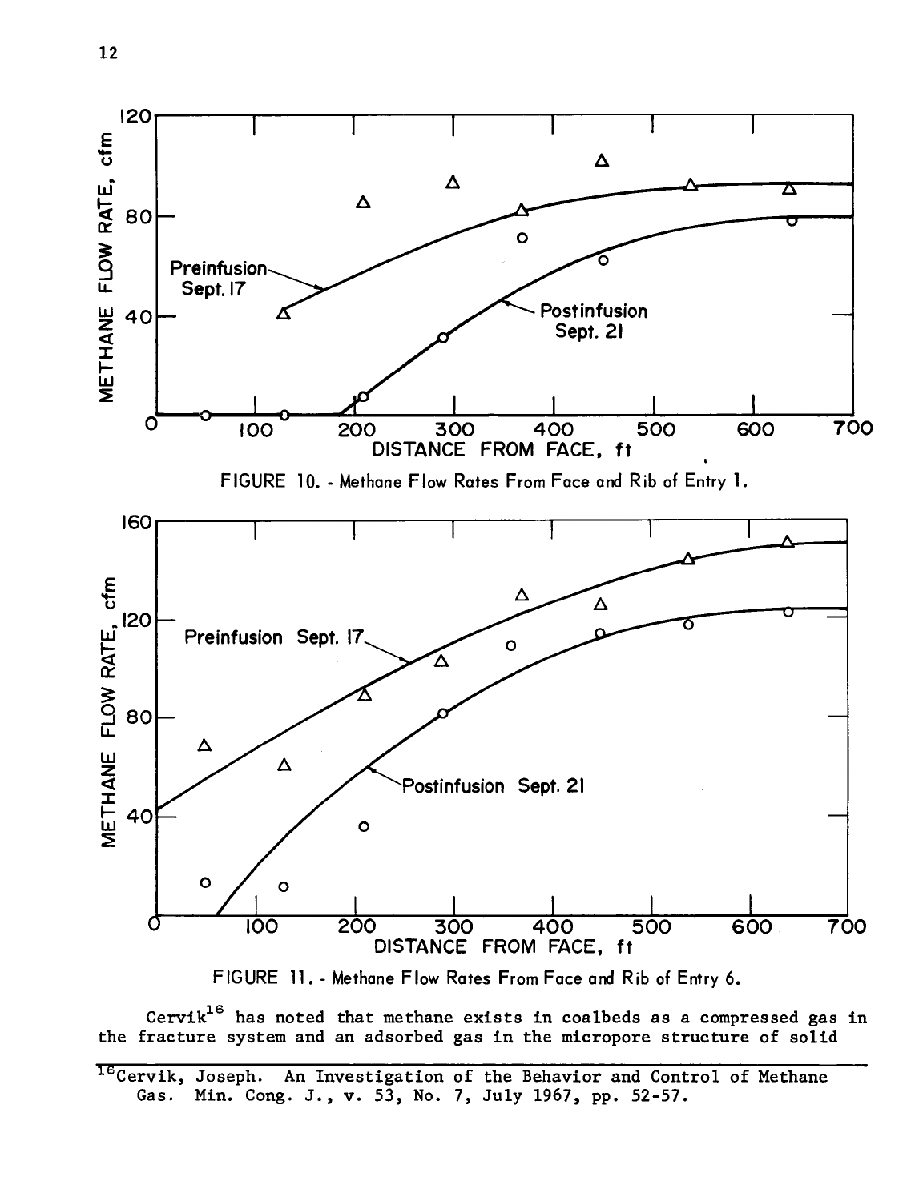FIGURE 10. - Methane Flow Rates From Face and Rib of Entry 1.

FIGURE 11. - Methane Flow Rates From Face and Rib of Entry 6.

Cervik[16] has noted that methane exists in coalbeds as a compressed gas in the fracture system and an adsorbed gas in the micropore structure of solid

---

[16] Cervik, Joseph. An Investigation of the Behavior and Control of Methane Gas. Min. Cong. J., v. 53, No. 7, July 1967, pp. 52-57.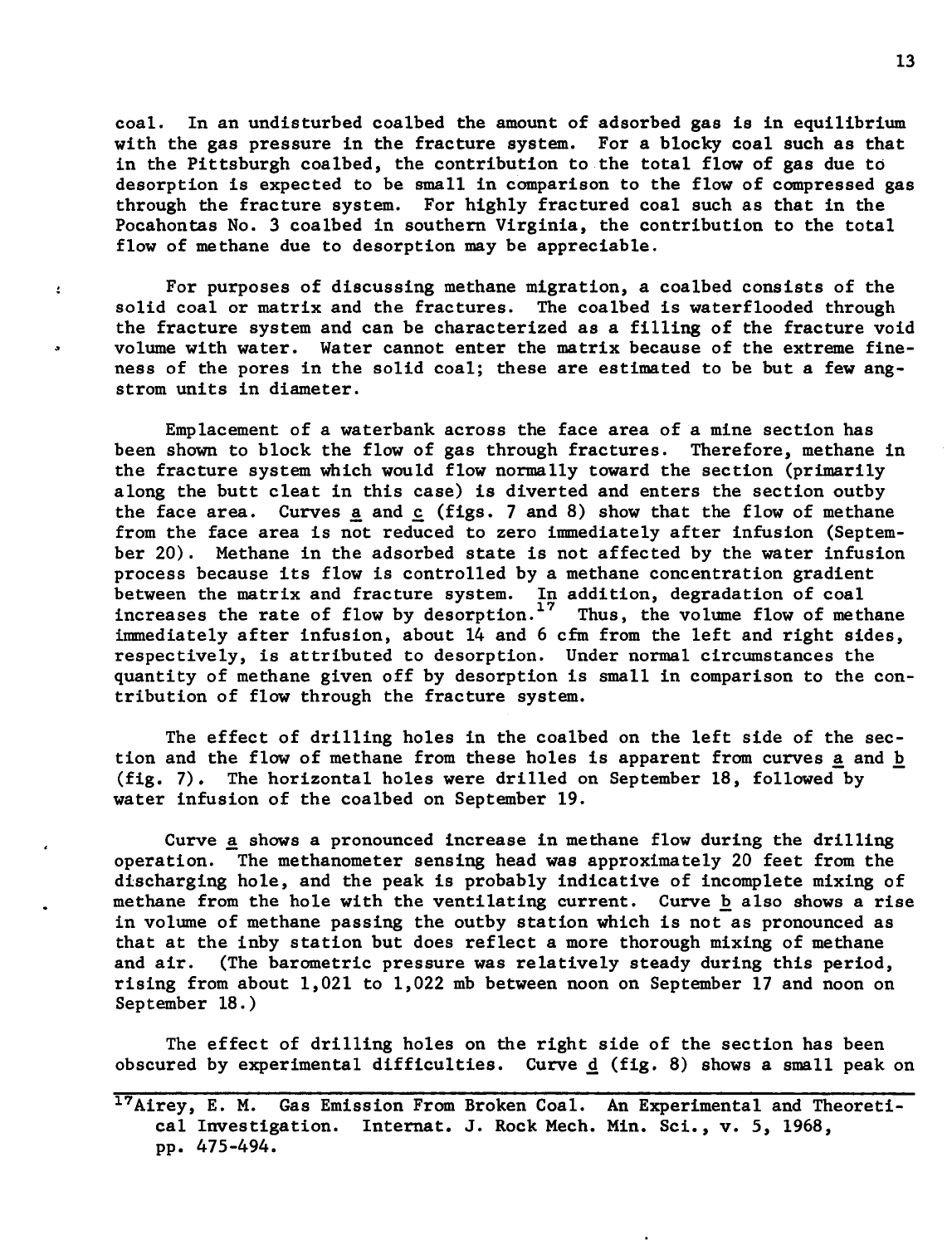coal. In an undisturbed coalbed the amount of adsorbed gas is in equilibrium with the gas pressure in the fracture system. For a blocky coal such as that in the Pittsburgh coalbed, the contribution to the total flow of gas due to desorption is expected to be small in comparison to the flow of compressed gas through the fracture system. For highly fractured coal such as that in the Pocahontas No. 3 coalbed in southern Virginia, the contribution to the total flow of methane due to desorption may be appreciable.

For purposes of discussing methane migration, a coalbed consists of the solid coal or matrix and the fractures. The coalbed is waterflooded through the fracture system and can be characterized as a filling of the fracture void volume with water. Water cannot enter the matrix because of the extreme fineness of the pores in the solid coal; these are estimated to be but a few angstrom units in diameter.

Emplacement of a waterbank across the face area of a mine section has been shown to block the flow of gas through fractures. Therefore, methane in the fracture system which would flow normally toward the section (primarily along the butt cleat in this case) is diverted and enters the section outby the face area. Curves a and c (figs. 7 and 8) show that the flow of methane from the face area is not reduced to zero immediately after infusion (September 20). Methane in the adsorbed state is not affected by the water infusion process because its flow is controlled by a methane concentration gradient between the matrix and fracture system. In addition, degradation of coal increases the rate of flow by desorption.[17] Thus, the volume flow of methane immediately after infusion, about 14 and 6 cfm from the left and right sides, respectively, is attributed to desorption. Under normal circumstances the quantity of methane given off by desorption is small in comparison to the contribution of flow through the fracture system.

The effect of drilling holes in the coalbed on the left side of the section and the flow of methane from these holes is apparent from curves a and b (fig. 7). The horizontal holes were drilled on September 18, followed by water infusion of the coalbed on September 19.

Curve a shows a pronounced increase in methane flow during the drilling operation. The methanometer sensing head was approximately 20 feet from the discharging hole, and the peak is probably indicative of incomplete mixing of methane from the hole with the ventilating current. Curve b also shows a rise in volume of methane passing the outby station which is not as pronounced as that at the inby station but does reflect a more thorough mixing of methane and air. (The barometric pressure was relatively steady during this period, rising from about 1,021 to 1,022 mb between noon on September 17 and noon on September 18.)

The effect of drilling holes on the right side of the section has been obscured by experimental difficulties. Curve d (fig. 8) shows a small peak on

---

[17] Airey, E. M. Gas Emission From Broken Coal. An Experimental and Theoretical Investigation. Internat. J. Rock Mech. Min. Sci., v. 5, 1968, pp. 475-494.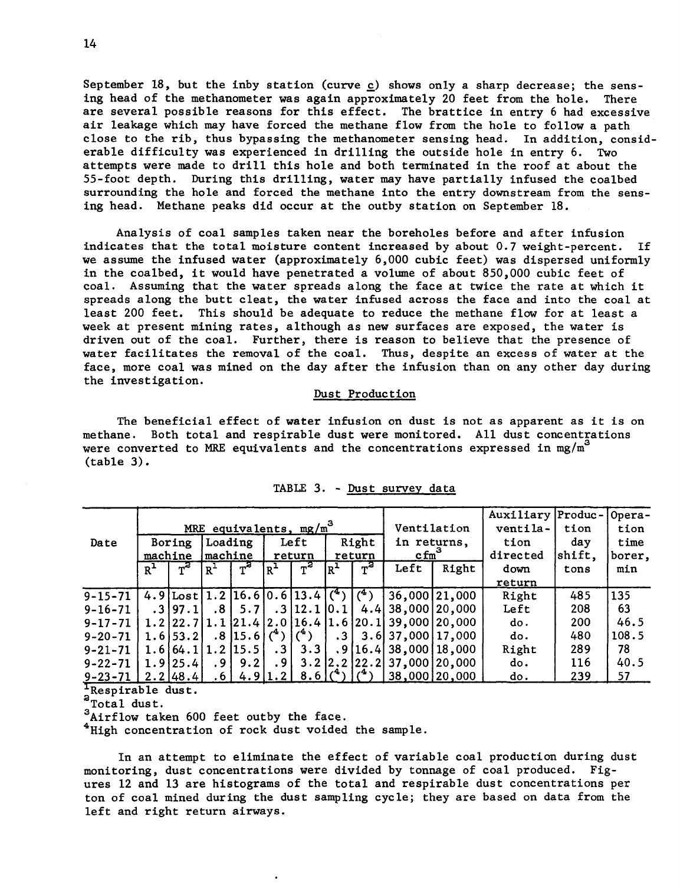September 18, but the inby station (curve c) shows only a sharp decrease; the sensing head of the methanometer was again approximately 20 feet from the hole. There are several possible reasons for this effect. The brattice in entry 6 had excessive air leakage which may have forced the methane flow from the hole to follow a path close to the rib, thus bypassing the methanometer sensing head. In addition, considerable difficulty was experienced in drilling the outside hole in entry 6. Two attempts were made to drill this hole and both terminated in the roof at about the 55-foot depth. During this drilling, water may have partially infused the coalbed surrounding the hole and forced the methane into the entry downstream from the sensing head. Methane peaks did occur at the outby station on September 18.

Analysis of coal samples taken near the boreholes before and after infusion indicates that the total moisture content increased by about 0.7 weight-percent. If we assume the infused water (approximately 6,000 cubic feet) was dispersed uniformly in the coalbed, it would have penetrated a volume of about 850,000 cubic feet of coal. Assuming that the water spreads along the face at twice the rate at which it spreads along the butt cleat, the water infused across the face and into the coal at least 200 feet. This should be adequate to reduce the methane flow for at least a week at present mining rates, although as new surfaces are exposed, the water is driven out of the coal. Further, there is reason to believe that the presence of water facilitates the removal of the coal. Thus, despite an excess of water at the face, more coal was mined on the day after the infusion than on any other day during the investigation.

## Dust Production

The beneficial effect of water infusion on dust is not as apparent as it is on methane. Both total and respirable dust were monitored. All dust concentrations were converted to MRE equivalents and the concentrations expressed in mg/m$^3$ (table 3).

TABLE 3. - Dust survey data

| Date | MRE equivalents, mg/m$^3$ | | | | | | | | Ventilation in returns, cfm[3] | | Auxiliary ventilation directed down return | Production day shift, tons | Operation time borer, min |
|---|---|---|---|---|---|---|---|---|---|---|---|---|---|
| | Boring machine | | Loading machine | | Left return | | Right return | | | | | | |
| | R[1] | T[2] | R[1] | T[2] | R[1] | T[2] | R[1] | T[2] | Left | Right | | | |
| 9-15-71 | 4.9 | Lost | 1.2 | 16.6 | 0.6 | 13.4 | (4) | (4) | 36,000 | 21,000 | Right | 485 | 135 |
| 9-16-71 | .3 | 97.1 | .8 | 5.7 | .3 | 12.1 | 0.1 | 4.4 | 38,000 | 20,000 | Left | 208 | 63 |
| 9-17-71 | 1.2 | 22.7 | 1.1 | 21.4 | 2.0 | 16.4 | 1.6 | 20.1 | 39,000 | 20,000 | do. | 200 | 46.5 |
| 9-20-71 | 1.6 | 53.2 | .8 | 15.6 | (4) | (4) | .3 | 3.6 | 37,000 | 17,000 | do. | 480 | 108.5 |
| 9-21-71 | 1.6 | 64.1 | 1.2 | 15.5 | .3 | 3.3 | .9 | 16.4 | 38,000 | 18,000 | Right | 289 | 78 |
| 9-22-71 | 1.9 | 25.4 | .9 | 9.2 | .9 | 3.2 | 2.2 | 22.2 | 37,000 | 20,000 | do. | 116 | 40.5 |
| 9-23-71 | 2.2 | 48.4 | .6 | 4.9 | 1.2 | 8.6 | (4) | (4) | 38,000 | 20,000 | do. | 239 | 57 |

[1]Respirable dust.
[2]Total dust.
[3]Airflow taken 600 feet outby the face.
[4]High concentration of rock dust voided the sample.

In an attempt to eliminate the effect of variable coal production during dust monitoring, dust concentrations were divided by tonnage of coal produced. Figures 12 and 13 are histograms of the total and respirable dust concentrations per ton of coal mined during the dust sampling cycle; they are based on data from the left and right return airways.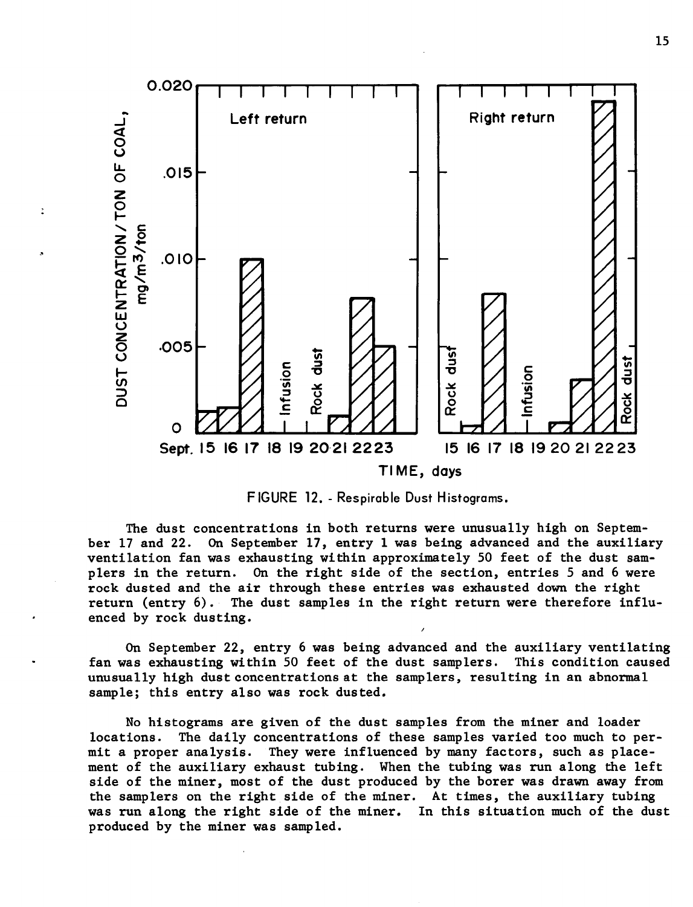FIGURE 12. - Respirable Dust Histograms.

The dust concentrations in both returns were unusually high on September 17 and 22. On September 17, entry 1 was being advanced and the auxiliary ventilation fan was exhausting within approximately 50 feet of the dust samplers in the return. On the right side of the section, entries 5 and 6 were rock dusted and the air through these entries was exhausted down the right return (entry 6). The dust samples in the right return were therefore influenced by rock dusting.

On September 22, entry 6 was being advanced and the auxiliary ventilating fan was exhausting within 50 feet of the dust samplers. This condition caused unusually high dust concentrations at the samplers, resulting in an abnormal sample; this entry also was rock dusted.

No histograms are given of the dust samples from the miner and loader locations. The daily concentrations of these samples varied too much to permit a proper analysis. They were influenced by many factors, such as placement of the auxiliary exhaust tubing. When the tubing was run along the left side of the miner, most of the dust produced by the borer was drawn away from the samplers on the right side of the miner. At times, the auxiliary tubing was run along the right side of the miner. In this situation much of the dust produced by the miner was sampled.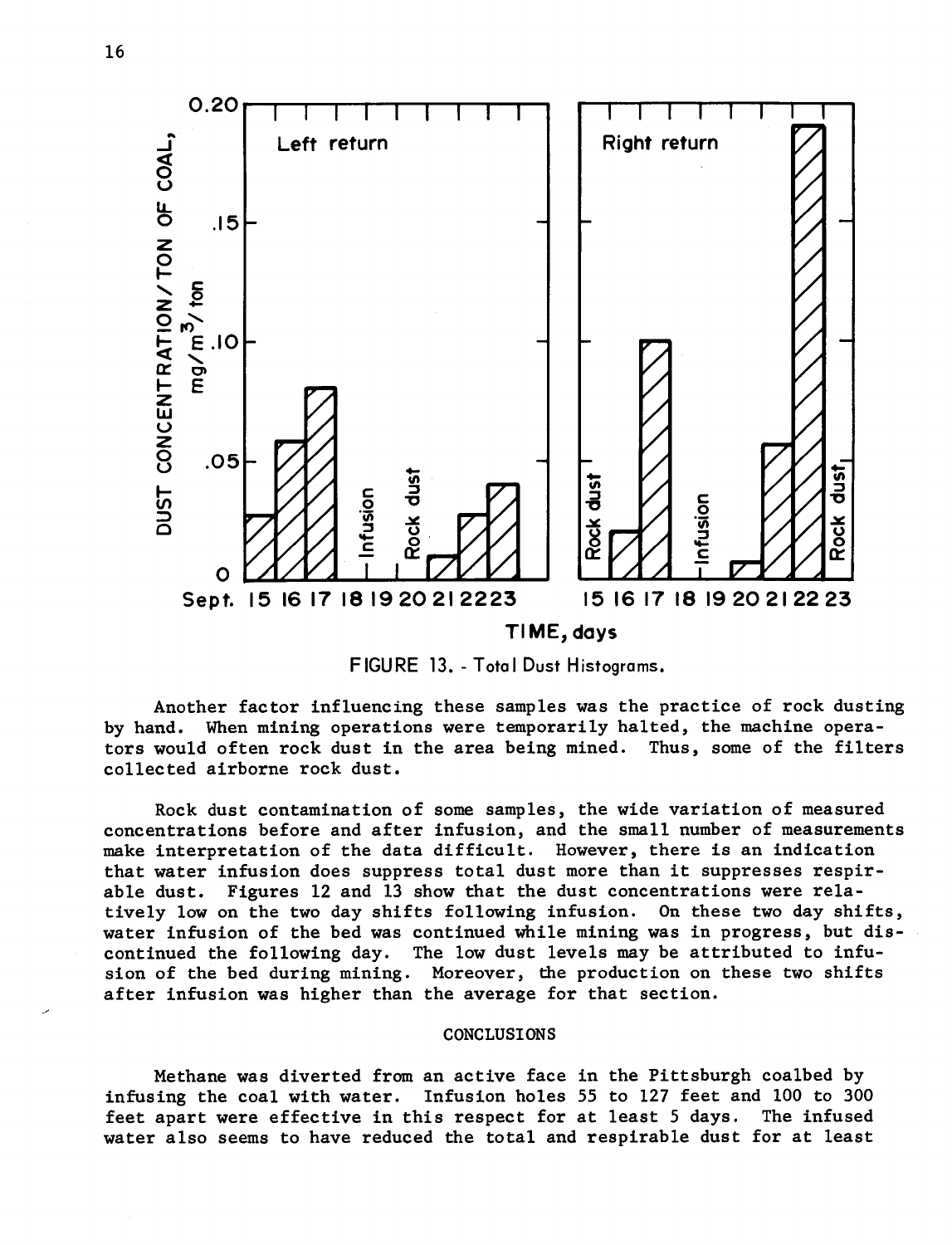FIGURE 13. - Total Dust Histograms.

Another factor influencing these samples was the practice of rock dusting by hand. When mining operations were temporarily halted, the machine operators would often rock dust in the area being mined. Thus, some of the filters collected airborne rock dust.

Rock dust contamination of some samples, the wide variation of measured concentrations before and after infusion, and the small number of measurements make interpretation of the data difficult. However, there is an indication that water infusion does suppress total dust more than it suppresses respirable dust. Figures 12 and 13 show that the dust concentrations were relatively low on the two day shifts following infusion. On these two day shifts, water infusion of the bed was continued while mining was in progress, but discontinued the following day. The low dust levels may be attributed to infusion of the bed during mining. Moreover, the production on these two shifts after infusion was higher than the average for that section.

## CONCLUSIONS

Methane was diverted from an active face in the Pittsburgh coalbed by infusing the coal with water. Infusion holes 55 to 127 feet and 100 to 300 feet apart were effective in this respect for at least 5 days. The infused water also seems to have reduced the total and respirable dust for at least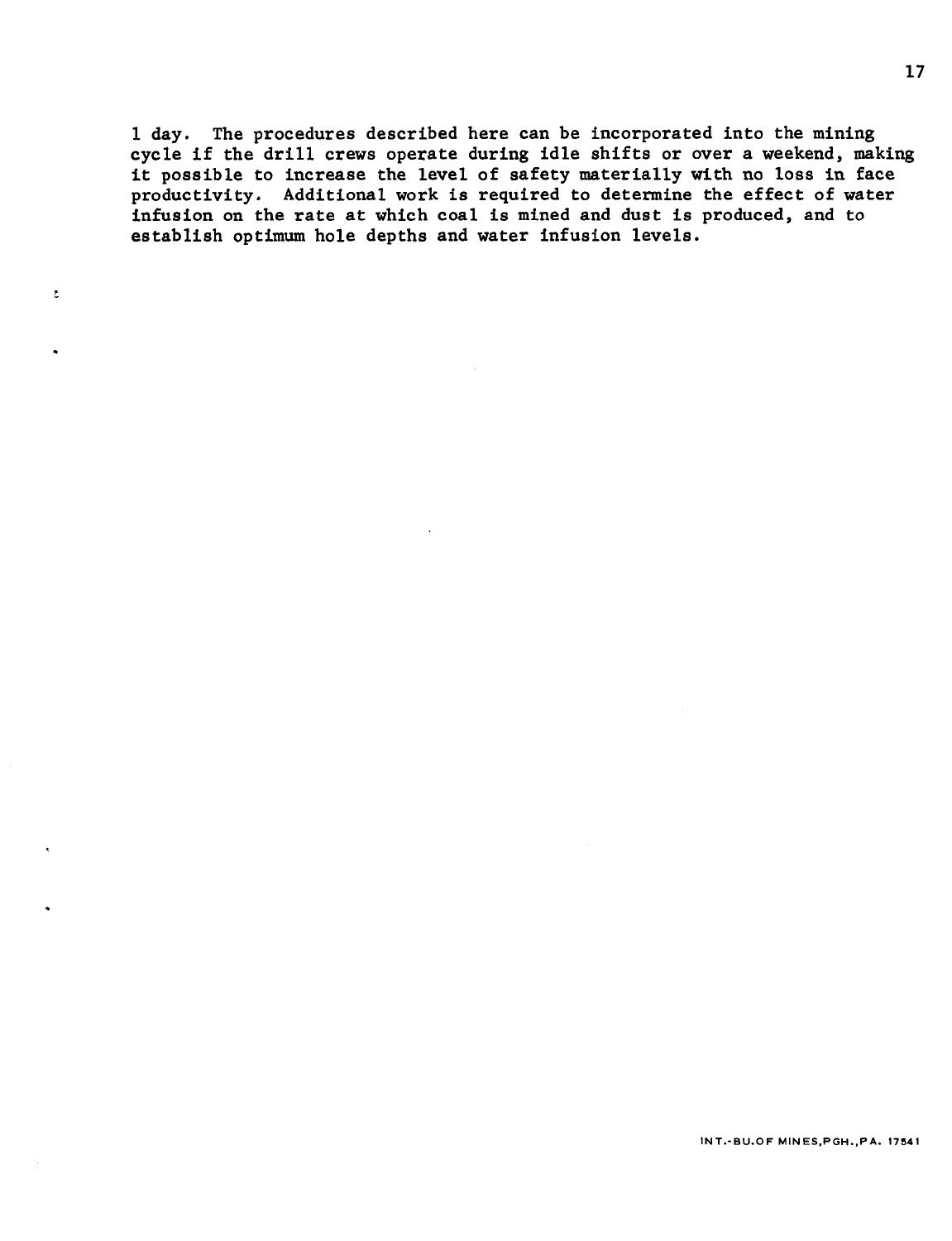1 day. The procedures described here can be incorporated into the mining cycle if the drill crews operate during idle shifts or over a weekend, making it possible to increase the level of safety materially with no loss in face productivity. Additional work is required to determine the effect of water infusion on the rate at which coal is mined and dust is produced, and to establish optimum hole depths and water infusion levels.